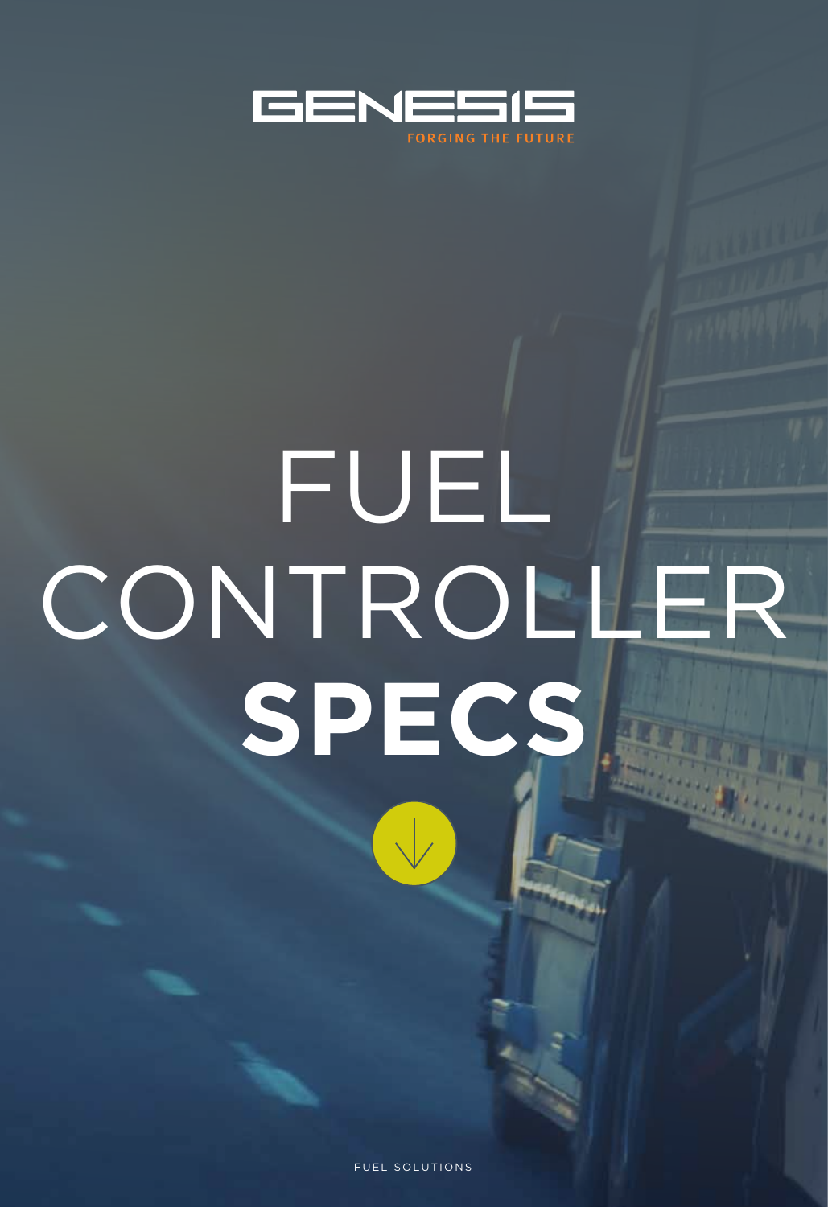GENESIS

FORGING THE FUTURE

# FUEL CONTROLLER **SPECS**

FUEL SOLUTIONS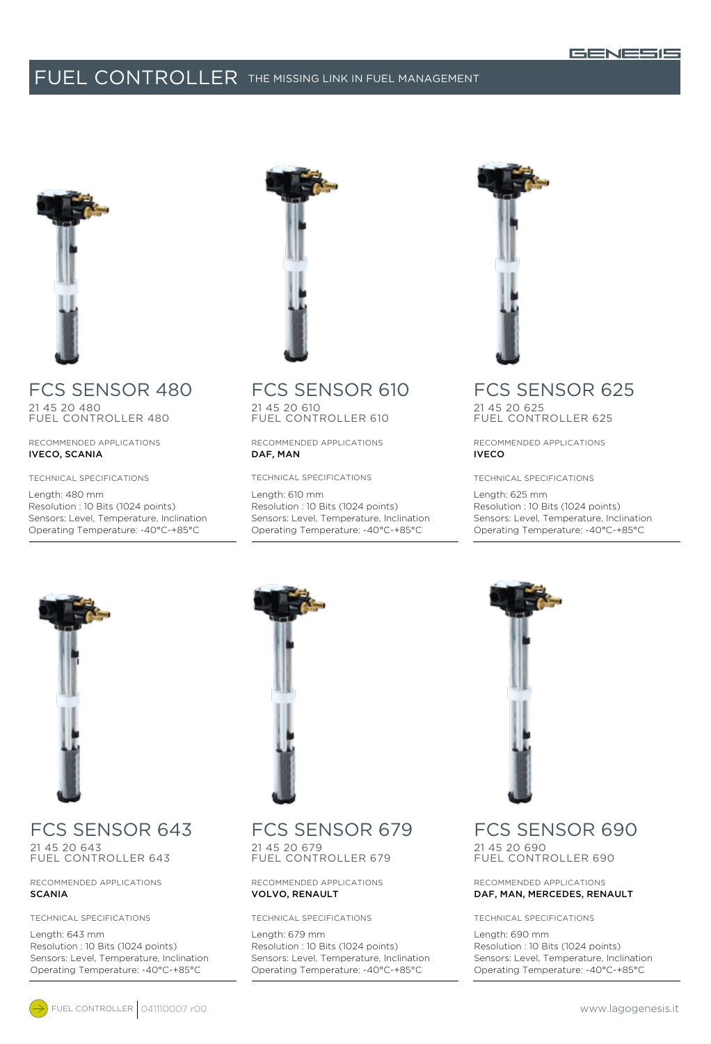# FUEL CONTROLLER THE MISSING LINK IN FUEL MANAGEMENT

## FCS SENSOR 480

21 45 20 480
FUEL CONTROLLER 480

RECOMMENDED APPLICATIONS
**IVECO, SCANIA**

TECHNICAL SPECIFICATIONS

Length: 480 mm
Resolution : 10 Bits (1024 points)
Sensors: Level, Temperature, Inclination
Operating Temperature: -40°C-+85°C

## FCS SENSOR 610

21 45 20 610
FUEL CONTROLLER 610

RECOMMENDED APPLICATIONS
**DAF, MAN**

TECHNICAL SPECIFICATIONS

Length: 610 mm
Resolution : 10 Bits (1024 points)
Sensors: Level, Temperature, Inclination
Operating Temperature: -40°C-+85°C

## FCS SENSOR 625

21 45 20 625
FUEL CONTROLLER 625

RECOMMENDED APPLICATIONS
**IVECO**

TECHNICAL SPECIFICATIONS

Length: 625 mm
Resolution : 10 Bits (1024 points)
Sensors: Level, Temperature, Inclination
Operating Temperature: -40°C-+85°C

## FCS SENSOR 643

21 45 20 643
FUEL CONTROLLER 643

RECOMMENDED APPLICATIONS
**SCANIA**

TECHNICAL SPECIFICATIONS

Length: 643 mm
Resolution : 10 Bits (1024 points)
Sensors: Level, Temperature, Inclination
Operating Temperature: -40°C-+85°C

## FCS SENSOR 679

21 45 20 679
FUEL CONTROLLER 679

RECOMMENDED APPLICATIONS
**VOLVO, RENAULT**

TECHNICAL SPECIFICATIONS

Length: 679 mm
Resolution : 10 Bits (1024 points)
Sensors: Level, Temperature, Inclination
Operating Temperature: -40°C-+85°C

## FCS SENSOR 690

21 45 20 690
FUEL CONTROLLER 690

RECOMMENDED APPLICATIONS
**DAF, MAN, MERCEDES, RENAULT**

TECHNICAL SPECIFICATIONS

Length: 690 mm
Resolution : 10 Bits (1024 points)
Sensors: Level, Temperature, Inclination
Operating Temperature: -40°C-+85°C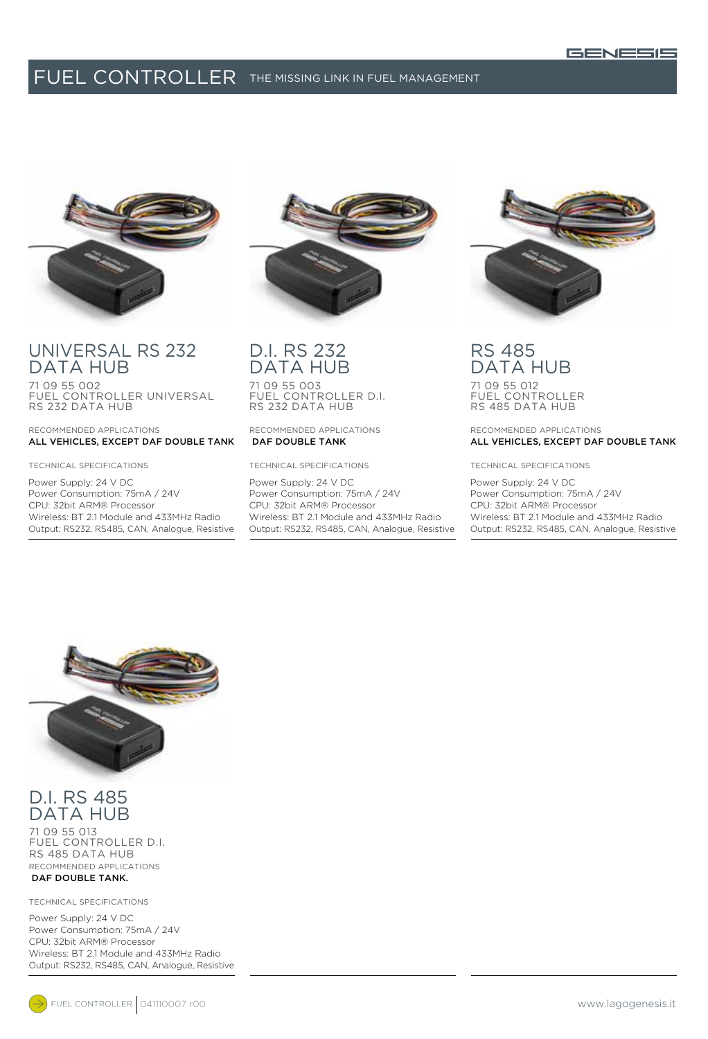# FUEL CONTROLLER THE MISSING LINK IN FUEL MANAGEMENT

## UNIVERSAL RS 232 DATA HUB

71 09 55 002
FUEL CONTROLLER UNIVERSAL RS 232 DATA HUB

RECOMMENDED APPLICATIONS
**ALL VEHICLES, EXCEPT DAF DOUBLE TANK**

TECHNICAL SPECIFICATIONS

Power Supply: 24 V DC
Power Consumption: 75mA / 24V
CPU: 32bit ARM® Processor
Wireless: BT 2.1 Module and 433MHz Radio
Output: RS232, RS485, CAN, Analogue, Resistive

## D.I. RS 232 DATA HUB

71 09 55 003
FUEL CONTROLLER D.I. RS 232 DATA HUB

RECOMMENDED APPLICATIONS
**DAF DOUBLE TANK**

TECHNICAL SPECIFICATIONS

Power Supply: 24 V DC
Power Consumption: 75mA / 24V
CPU: 32bit ARM® Processor
Wireless: BT 2.1 Module and 433MHz Radio
Output: RS232, RS485, CAN, Analogue, Resistive

## RS 485 DATA HUB

71 09 55 012
FUEL CONTROLLER RS 485 DATA HUB

RECOMMENDED APPLICATIONS
**ALL VEHICLES, EXCEPT DAF DOUBLE TANK**

TECHNICAL SPECIFICATIONS

Power Supply: 24 V DC
Power Consumption: 75mA / 24V
CPU: 32bit ARM® Processor
Wireless: BT 2.1 Module and 433MHz Radio
Output: RS232, RS485, CAN, Analogue, Resistive

## D.I. RS 485 DATA HUB

71 09 55 013
FUEL CONTROLLER D.I. RS 485 DATA HUB

RECOMMENDED APPLICATIONS
**DAF DOUBLE TANK.**

TECHNICAL SPECIFICATIONS

Power Supply: 24 V DC
Power Consumption: 75mA / 24V
CPU: 32bit ARM® Processor
Wireless: BT 2.1 Module and 433MHz Radio
Output: RS232, RS485, CAN, Analogue, Resistive